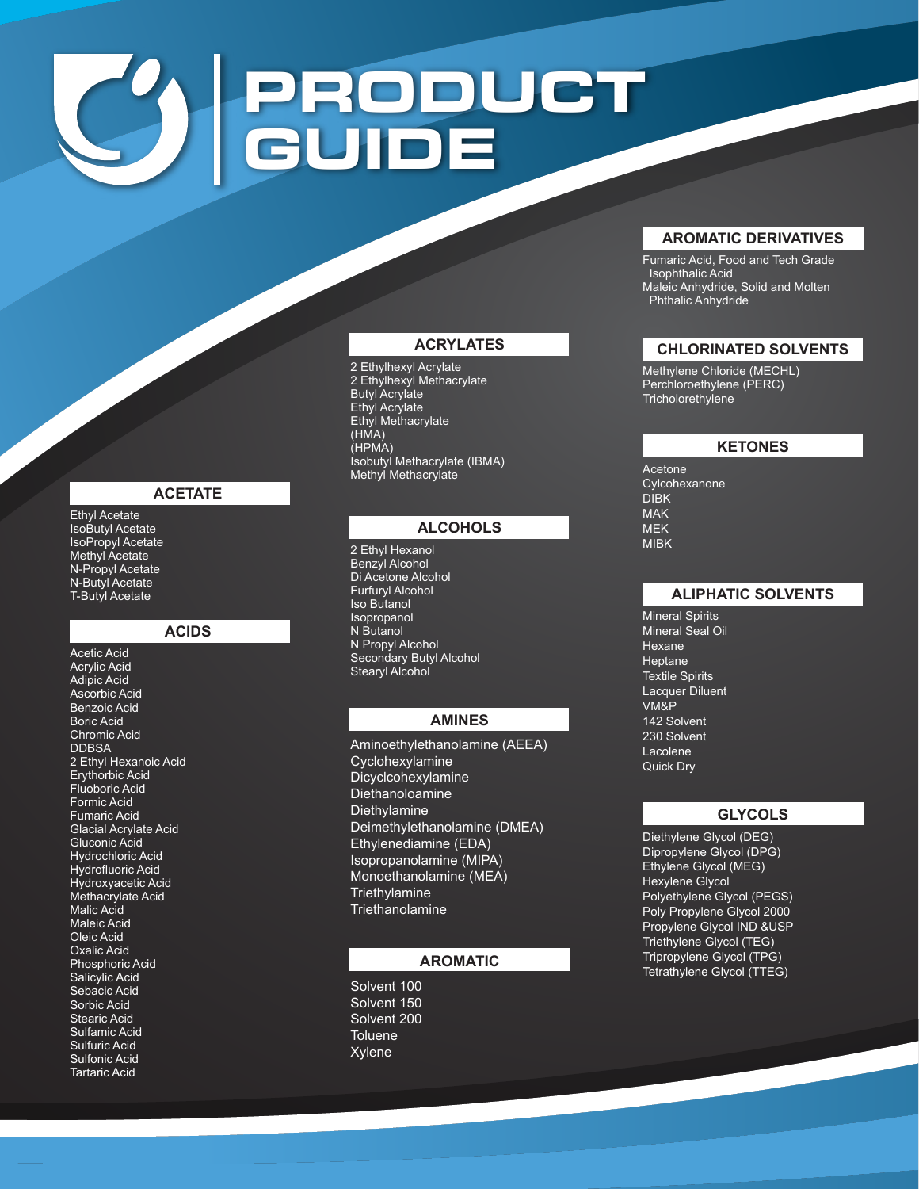# PRODUCT GUIDE

## ACETATE

Ethyl Acetate
IsoButyl Acetate
IsoPropyl Acetate
Methyl Acetate
N-Propyl Acetate
N-Butyl Acetate
T-Butyl Acetate

## ACIDS

Acetic Acid
Acrylic Acid
Adipic Acid
Ascorbic Acid
Benzoic Acid
Boric Acid
Chromic Acid
DDBSA
2 Ethyl Hexanoic Acid
Erythorbic Acid
Fluoboric Acid
Formic Acid
Fumaric Acid
Glacial Acrylate Acid
Gluconic Acid
Hydrochloric Acid
Hydrofluoric Acid
Hydroxyacetic Acid
Methacrylate Acid
Malic Acid
Maleic Acid
Oleic Acid
Oxalic Acid
Phosphoric Acid
Salicylic Acid
Sebacic Acid
Sorbic Acid
Stearic Acid
Sulfamic Acid
Sulfuric Acid
Sulfonic Acid
Tartaric Acid

## ACRYLATES

2 Ethylhexyl Acrylate
2 Ethylhexyl Methacrylate
Butyl Acrylate
Ethyl Acrylate
Ethyl Methacrylate
(HMA)
(HPMA)
Isobutyl Methacrylate (IBMA)
Methyl Methacrylate

## ALCOHOLS

2 Ethyl Hexanol
Benzyl Alcohol
Di Acetone Alcohol
Furfuryl Alcohol
Iso Butanol
Isopropanol
N Butanol
N Propyl Alcohol
Secondary Butyl Alcohol
Stearyl Alcohol

## AMINES

Aminoethylethanolamine (AEEA)
Cyclohexylamine
Dicyclcohexylamine
Diethanoloamine
Diethylamine
Deimethylethanolamine (DMEA)
Ethylenediamine (EDA)
Isopropanolamine (MIPA)
Monoethanolamine (MEA)
Triethylamine
Triethanolamine

## AROMATIC

Solvent 100
Solvent 150
Solvent 200
Toluene
Xylene

## AROMATIC DERIVATIVES

Fumaric Acid, Food and Tech Grade
Isophthalic Acid
Maleic Anhydride, Solid and Molten
Phthalic Anhydride

## CHLORINATED SOLVENTS

Methylene Chloride (MECHL)
Perchloroethylene (PERC)
Tricholorethylene

## KETONES

Acetone
Cylcohexanone
DIBK
MAK
MEK
MIBK

## ALIPHATIC SOLVENTS

Mineral Spirits
Mineral Seal Oil
Hexane
Heptane
Textile Spirits
Lacquer Diluent
VM&P
142 Solvent
230 Solvent
Lacolene
Quick Dry

## GLYCOLS

Diethylene Glycol (DEG)
Dipropylene Glycol (DPG)
Ethylene Glycol (MEG)
Hexylene Glycol
Polyethylene Glycol (PEGS)
Poly Propylene Glycol 2000
Propylene Glycol IND &USP
Triethylene Glycol (TEG)
Tripropylene Glycol (TPG)
Tetrathylene Glycol (TTEG)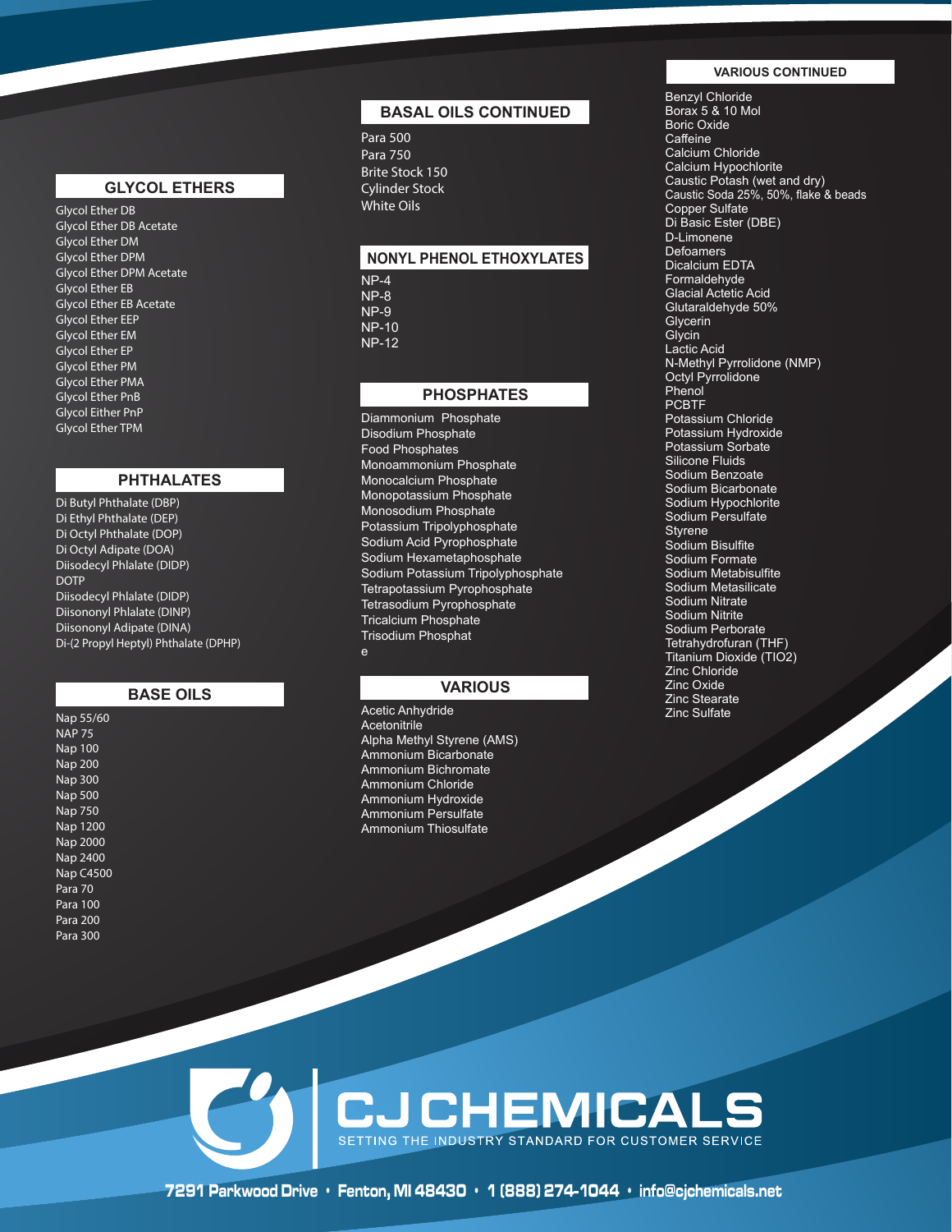## GLYCOL ETHERS

Glycol Ether DB
Glycol Ether DB Acetate
Glycol Ether DM
Glycol Ether DPM
Glycol Ether DPM Acetate
Glycol Ether EB
Glycol Ether EB Acetate
Glycol Ether EEP
Glycol Ether EM
Glycol Ether EP
Glycol Ether PM
Glycol Ether PMA
Glycol Ether PnB
Glycol Either PnP
Glycol Ether TPM

## PHTHALATES

Di Butyl Phthalate (DBP)
Di Ethyl Phthalate (DEP)
Di Octyl Phthalate (DOP)
Di Octyl Adipate (DOA)
Diisodecyl Phlalate (DIDP)
DOTP
Diisodecyl Phlalate (DIDP)
Diisononyl Phlalate (DINP)
Diisononyl Adipate (DINA)
Di-(2 Propyl Heptyl) Phthalate (DPHP)

## BASE OILS

Nap 55/60
NAP 75
Nap 100
Nap 200
Nap 300
Nap 500
Nap 750
Nap 1200
Nap 2000
Nap 2400
Nap C4500
Para 70
Para 100
Para 200
Para 300

## BASAL OILS CONTINUED

Para 500
Para 750
Brite Stock 150
Cylinder Stock
White Oils

## NONYL PHENOL ETHOXYLATES

NP-4
NP-8
NP-9
NP-10
NP-12

## PHOSPHATES

Diammonium Phosphate
Disodium Phosphate
Food Phosphates
Monoammonium Phosphate
Monocalcium Phosphate
Monopotassium Phosphate
Monosodium Phosphate
Potassium Tripolyphosphate
Sodium Acid Pyrophosphate
Sodium Hexametaphosphate
Sodium Potassium Tripolyphosphate
Tetrapotassium Pyrophosphate
Tetrasodium Pyrophosphate
Tricalcium Phosphate
Trisodium Phosphate

## VARIOUS

Acetic Anhydride
Acetonitrile
Alpha Methyl Styrene (AMS)
Ammonium Bicarbonate
Ammonium Bichromate
Ammonium Chloride
Ammonium Hydroxide
Ammonium Persulfate
Ammonium Thiosulfate

## VARIOUS CONTINUED

Benzyl Chloride
Borax 5 & 10 Mol
Boric Oxide
Caffeine
Calcium Chloride
Calcium Hypochlorite
Caustic Potash (wet and dry)
Caustic Soda 25%, 50%, flake & beads
Copper Sulfate
Di Basic Ester (DBE)
D-Limonene
Defoamers
Dicalcium EDTA
Formaldehyde
Glacial Actetic Acid
Glutaraldehyde 50%
Glycerin
Glycin
Lactic Acid
N-Methyl Pyrrolidone (NMP)
Octyl Pyrrolidone
Phenol
PCBTF
Potassium Chloride
Potassium Hydroxide
Potassium Sorbate
Silicone Fluids
Sodium Benzoate
Sodium Bicarbonate
Sodium Hypochlorite
Sodium Persulfate
Styrene
Sodium Bisulfite
Sodium Formate
Sodium Metabisulfite
Sodium Metasilicate
Sodium Nitrate
Sodium Nitrite
Sodium Perborate
Tetrahydrofuran (THF)
Titanium Dioxide (TIO2)
Zinc Chloride
Zinc Oxide
Zinc Stearate
Zinc Sulfate

**CJ CHEMICALS**
SETTING THE INDUSTRY STANDARD FOR CUSTOMER SERVICE

7291 Parkwood Drive • Fenton, MI 48430 • 1 (888) 274-1044 • info@cjchemicals.net